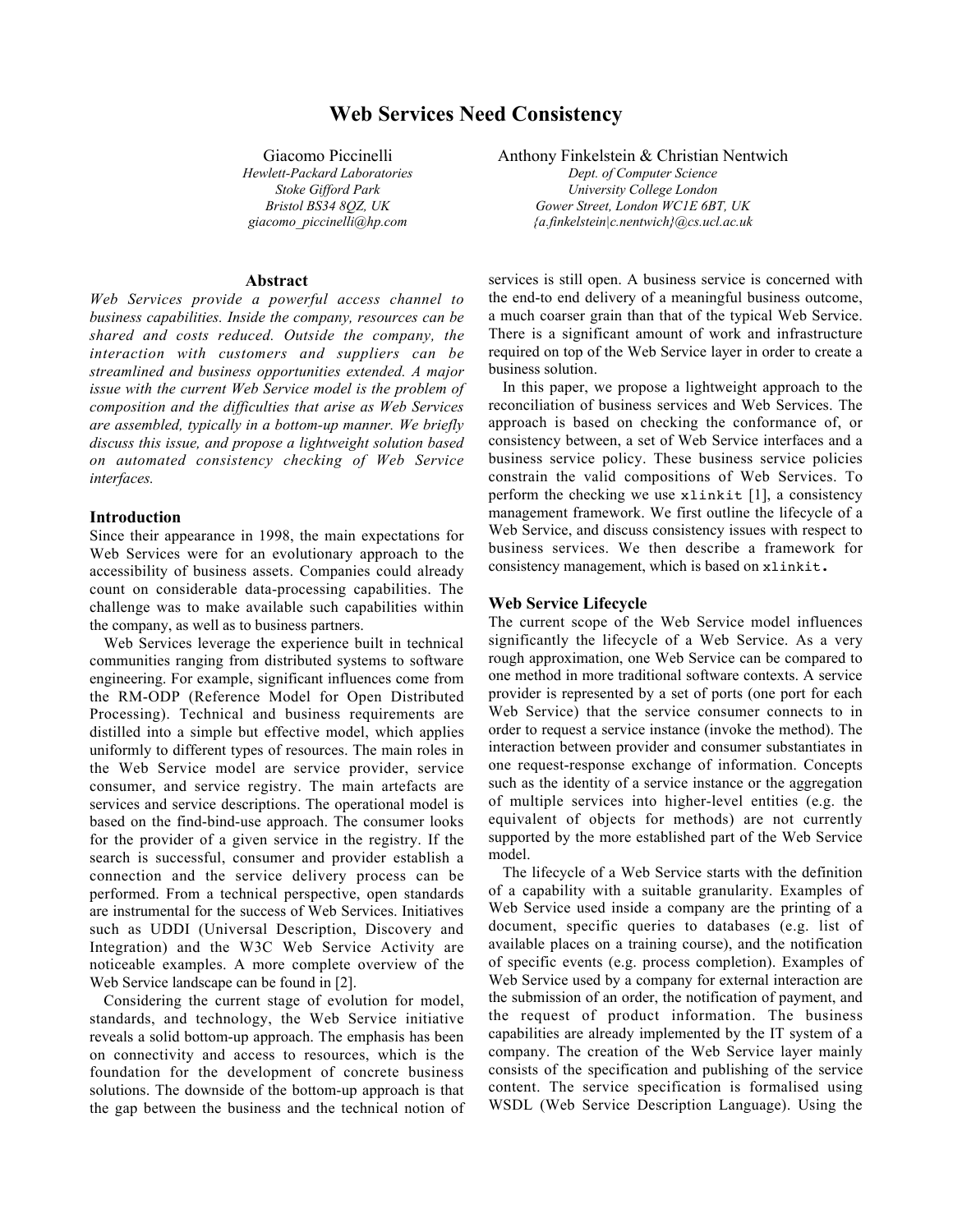# Web Services Need Consistency

Giacomo Piccinelli
*Hewlett-Packard Laboratories*
*Stoke Gifford Park*
*Bristol BS34 8QZ, UK*
*giacomo_piccinelli@hp.com*

Anthony Finkelstein & Christian Nentwich
*Dept. of Computer Science*
*University College London*
*Gower Street, London WC1E 6BT, UK*
*{a.finkelstein|c.nentwich}@cs.ucl.ac.uk*

## Abstract

*Web Services provide a powerful access channel to business capabilities. Inside the company, resources can be shared and costs reduced. Outside the company, the interaction with customers and suppliers can be streamlined and business opportunities extended. A major issue with the current Web Service model is the problem of composition and the difficulties that arise as Web Services are assembled, typically in a bottom-up manner. We briefly discuss this issue, and propose a lightweight solution based on automated consistency checking of Web Service interfaces.*

## Introduction

Since their appearance in 1998, the main expectations for Web Services were for an evolutionary approach to the accessibility of business assets. Companies could already count on considerable data-processing capabilities. The challenge was to make available such capabilities within the company, as well as to business partners.

Web Services leverage the experience built in technical communities ranging from distributed systems to software engineering. For example, significant influences come from the RM-ODP (Reference Model for Open Distributed Processing). Technical and business requirements are distilled into a simple but effective model, which applies uniformly to different types of resources. The main roles in the Web Service model are service provider, service consumer, and service registry. The main artefacts are services and service descriptions. The operational model is based on the find-bind-use approach. The consumer looks for the provider of a given service in the registry. If the search is successful, consumer and provider establish a connection and the service delivery process can be performed. From a technical perspective, open standards are instrumental for the success of Web Services. Initiatives such as UDDI (Universal Description, Discovery and Integration) and the W3C Web Service Activity are noticeable examples. A more complete overview of the Web Service landscape can be found in [2].

Considering the current stage of evolution for model, standards, and technology, the Web Service initiative reveals a solid bottom-up approach. The emphasis has been on connectivity and access to resources, which is the foundation for the development of concrete business solutions. The downside of the bottom-up approach is that the gap between the business and the technical notion of services is still open. A business service is concerned with the end-to end delivery of a meaningful business outcome, a much coarser grain than that of the typical Web Service. There is a significant amount of work and infrastructure required on top of the Web Service layer in order to create a business solution.

In this paper, we propose a lightweight approach to the reconciliation of business services and Web Services. The approach is based on checking the conformance of, or consistency between, a set of Web Service interfaces and a business service policy. These business service policies constrain the valid compositions of Web Services. To perform the checking we use `xlinkit` [1], a consistency management framework. We first outline the lifecycle of a Web Service, and discuss consistency issues with respect to business services. We then describe a framework for consistency management, which is based on `xlinkit`.

## Web Service Lifecycle

The current scope of the Web Service model influences significantly the lifecycle of a Web Service. As a very rough approximation, one Web Service can be compared to one method in more traditional software contexts. A service provider is represented by a set of ports (one port for each Web Service) that the service consumer connects to in order to request a service instance (invoke the method). The interaction between provider and consumer substantiates in one request-response exchange of information. Concepts such as the identity of a service instance or the aggregation of multiple services into higher-level entities (e.g. the equivalent of objects for methods) are not currently supported by the more established part of the Web Service model.

The lifecycle of a Web Service starts with the definition of a capability with a suitable granularity. Examples of Web Service used inside a company are the printing of a document, specific queries to databases (e.g. list of available places on a training course), and the notification of specific events (e.g. process completion). Examples of Web Service used by a company for external interaction are the submission of an order, the notification of payment, and the request of product information. The business capabilities are already implemented by the IT system of a company. The creation of the Web Service layer mainly consists of the specification and publishing of the service content. The service specification is formalised using WSDL (Web Service Description Language). Using the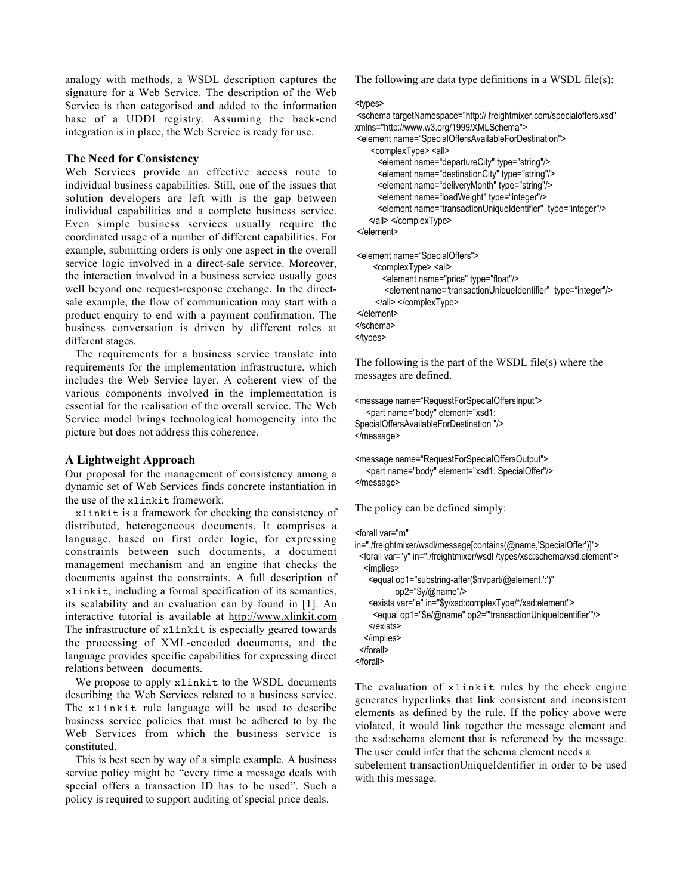analogy with methods, a WSDL description captures the signature for a Web Service. The description of the Web Service is then categorised and added to the information base of a UDDI registry. Assuming the back-end integration is in place, the Web Service is ready for use.

### The Need for Consistency

Web Services provide an effective access route to individual business capabilities. Still, one of the issues that solution developers are left with is the gap between individual capabilities and a complete business service. Even simple business services usually require the coordinated usage of a number of different capabilities. For example, submitting orders is only one aspect in the overall service logic involved in a direct-sale service. Moreover, the interaction involved in a business service usually goes well beyond one request-response exchange. In the direct-sale example, the flow of communication may start with a product enquiry to end with a payment confirmation. The business conversation is driven by different roles at different stages.

The requirements for a business service translate into requirements for the implementation infrastructure, which includes the Web Service layer. A coherent view of the various components involved in the implementation is essential for the realisation of the overall service. The Web Service model brings technological homogeneity into the picture but does not address this coherence.

### A Lightweight Approach

Our proposal for the management of consistency among a dynamic set of Web Services finds concrete instantiation in the use of the `xlinkit` framework.

`xlinkit` is a framework for checking the consistency of distributed, heterogeneous documents. It comprises a language, based on first order logic, for expressing constraints between such documents, a document management mechanism and an engine that checks the documents against the constraints. A full description of `xlinkit`, including a formal specification of its semantics, its scalability and an evaluation can by found in [1]. An interactive tutorial is available at http://www.xlinkit.com The infrastructure of `xlinkit` is especially geared towards the processing of XML-encoded documents, and the language provides specific capabilities for expressing direct relations between documents.

We propose to apply `xlinkit` to the WSDL documents describing the Web Services related to a business service. The `xlinkit` rule language will be used to describe business service policies that must be adhered to by the Web Services from which the business service is constituted.

This is best seen by way of a simple example. A business service policy might be "every time a message deals with special offers a transaction ID has to be used". Such a policy is required to support auditing of special price deals.

The following are data type definitions in a WSDL file(s):

```
<types>
 <schema targetNamespace="http:// freightmixer.com/specialoffers.xsd"
xmlns="http://www.w3.org/1999/XMLSchema">
 <element name="SpecialOffersAvailableForDestination">
      <complexType> <all>
        <element name="departureCity" type="string"/>
        <element name="destinationCity" type="string"/>
        <element name="deliveryMonth" type="string"/>
        <element name="loadWeight" type="integer"/>
        <element name="transactionUniqueIdentifier"  type="integer"/>
     </all> </complexType>
 </element>

 <element name="SpecialOffers">
      <complexType> <all>
         <element name="price" type="float"/>
          <element name="transactionUniqueIdentifier"  type="integer"/>
       </all> </complexType>
 </element>
</schema>
</types>
```

The following is the part of the WSDL file(s) where the messages are defined.

```
<message name="RequestForSpecialOffersInput">
   <part name="body" element="xsd1:
SpecialOffersAvailableForDestination "/>
</message>

<message name="RequestForSpecialOffersOutput">
   <part name="body" element="xsd1: SpecialOffer"/>
</message>
```

The policy can be defined simply:

```
<forall var="m"
in="./freightmixer/wsdl/message[contains(@name,'SpecialOffer')]">
  <forall var="y" in="./freightmixer/wsdl /types/xsd:schema/xsd:element">
   <implies>
    <equal op1="substring-after($m/part/@element,':')"
             op2="$y/@name"/>
    <exists var="e" in="$y/xsd:complexType/*/xsd:element">
      <equal op1="$e/@name" op2="'transactionUniqueIdentifier'"/>
    </exists>
   </implies>
  </forall>
</forall>
```

The evaluation of `xlinkit` rules by the check engine generates hyperlinks that link consistent and inconsistent elements as defined by the rule. If the policy above were violated, it would link together the message element and the xsd:schema element that is referenced by the message. The user could infer that the schema element needs a subelement transactionUniqueIdentifier in order to be used with this message.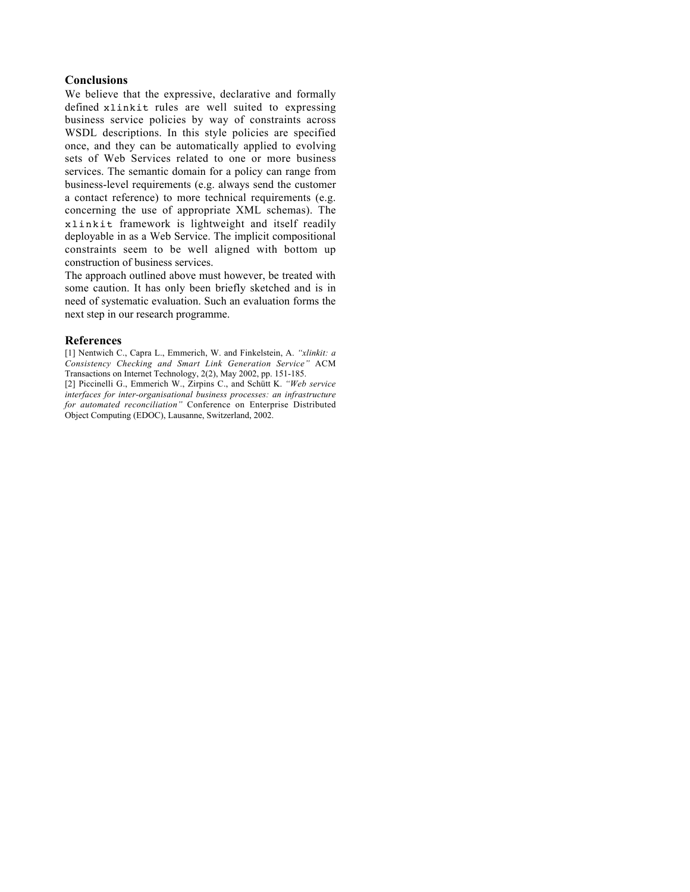## Conclusions

We believe that the expressive, declarative and formally defined `xlinkit` rules are well suited to expressing business service policies by way of constraints across WSDL descriptions. In this style policies are specified once, and they can be automatically applied to evolving sets of Web Services related to one or more business services. The semantic domain for a policy can range from business-level requirements (e.g. always send the customer a contact reference) to more technical requirements (e.g. concerning the use of appropriate XML schemas). The `xlinkit` framework is lightweight and itself readily deployable in as a Web Service. The implicit compositional constraints seem to be well aligned with bottom up construction of business services.

The approach outlined above must however, be treated with some caution. It has only been briefly sketched and is in need of systematic evaluation. Such an evaluation forms the next step in our research programme.

## References

[1] Nentwich C., Capra L., Emmerich, W. and Finkelstein, A. *"xlinkit: a Consistency Checking and Smart Link Generation Service"* ACM Transactions on Internet Technology, 2(2), May 2002, pp. 151-185.

[2] Piccinelli G., Emmerich W., Zirpins C., and Schütt K. *"Web service interfaces for inter-organisational business processes: an infrastructure for automated reconciliation"* Conference on Enterprise Distributed Object Computing (EDOC), Lausanne, Switzerland, 2002.